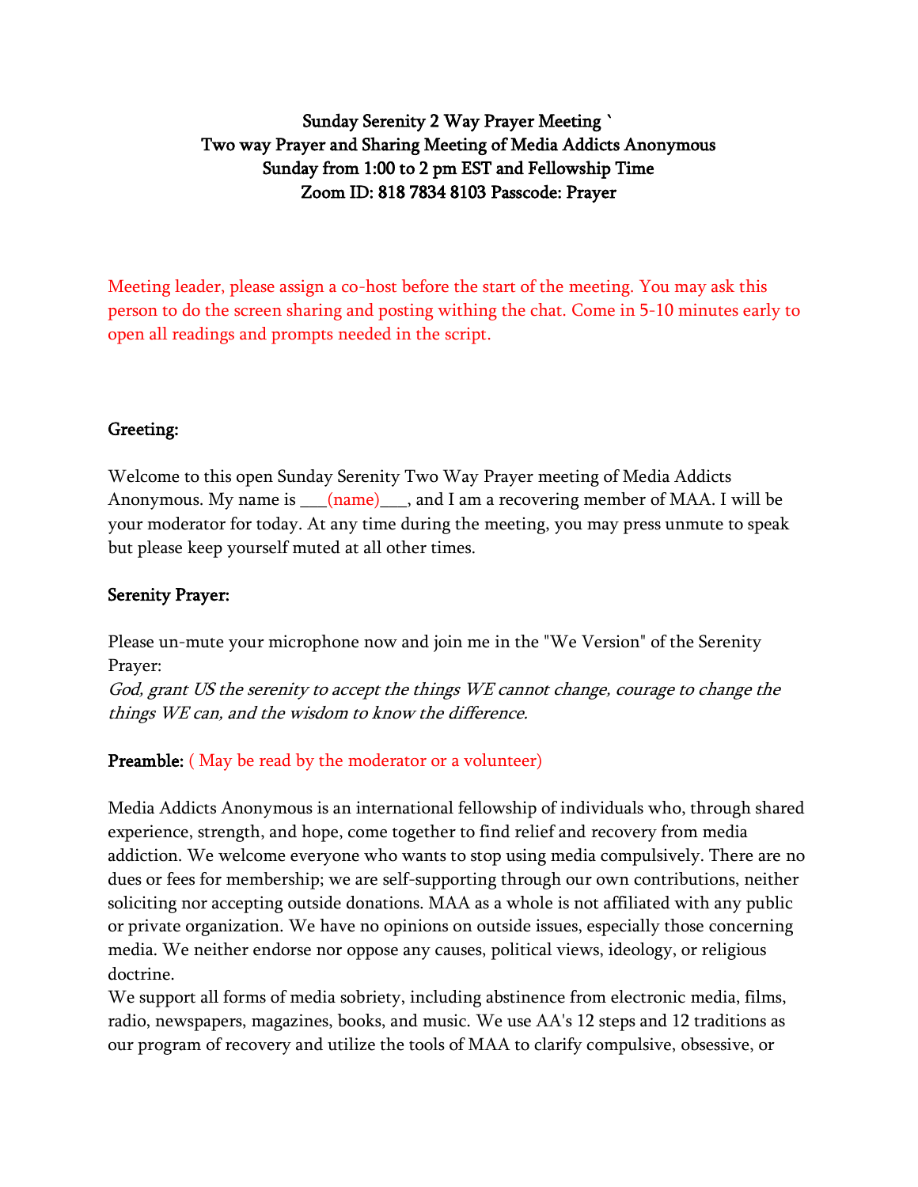**Sunday Serenity 2 Way Prayer Meeting `**
**Two way Prayer and Sharing Meeting of Media Addicts Anonymous**
**Sunday from 1:00 to 2 pm EST and Fellowship Time**
**Zoom ID: 818 7834 8103 Passcode: Prayer**

Meeting leader, please assign a co-host before the start of the meeting. You may ask this person to do the screen sharing and posting withing the chat. Come in 5-10 minutes early to open all readings and prompts needed in the script.

**Greeting:**

Welcome to this open Sunday Serenity Two Way Prayer meeting of Media Addicts Anonymous. My name is ___(name)___, and I am a recovering member of MAA. I will be your moderator for today. At any time during the meeting, you may press unmute to speak but please keep yourself muted at all other times.

**Serenity Prayer:**

Please un-mute your microphone now and join me in the "We Version" of the Serenity Prayer:
*God, grant US the serenity to accept the things WE cannot change, courage to change the things WE can, and the wisdom to know the difference.*

**Preamble:** ( May be read by the moderator or a volunteer)

Media Addicts Anonymous is an international fellowship of individuals who, through shared experience, strength, and hope, come together to find relief and recovery from media addiction. We welcome everyone who wants to stop using media compulsively. There are no dues or fees for membership; we are self-supporting through our own contributions, neither soliciting nor accepting outside donations. MAA as a whole is not affiliated with any public or private organization. We have no opinions on outside issues, especially those concerning media. We neither endorse nor oppose any causes, political views, ideology, or religious doctrine.
We support all forms of media sobriety, including abstinence from electronic media, films, radio, newspapers, magazines, books, and music. We use AA's 12 steps and 12 traditions as our program of recovery and utilize the tools of MAA to clarify compulsive, obsessive, or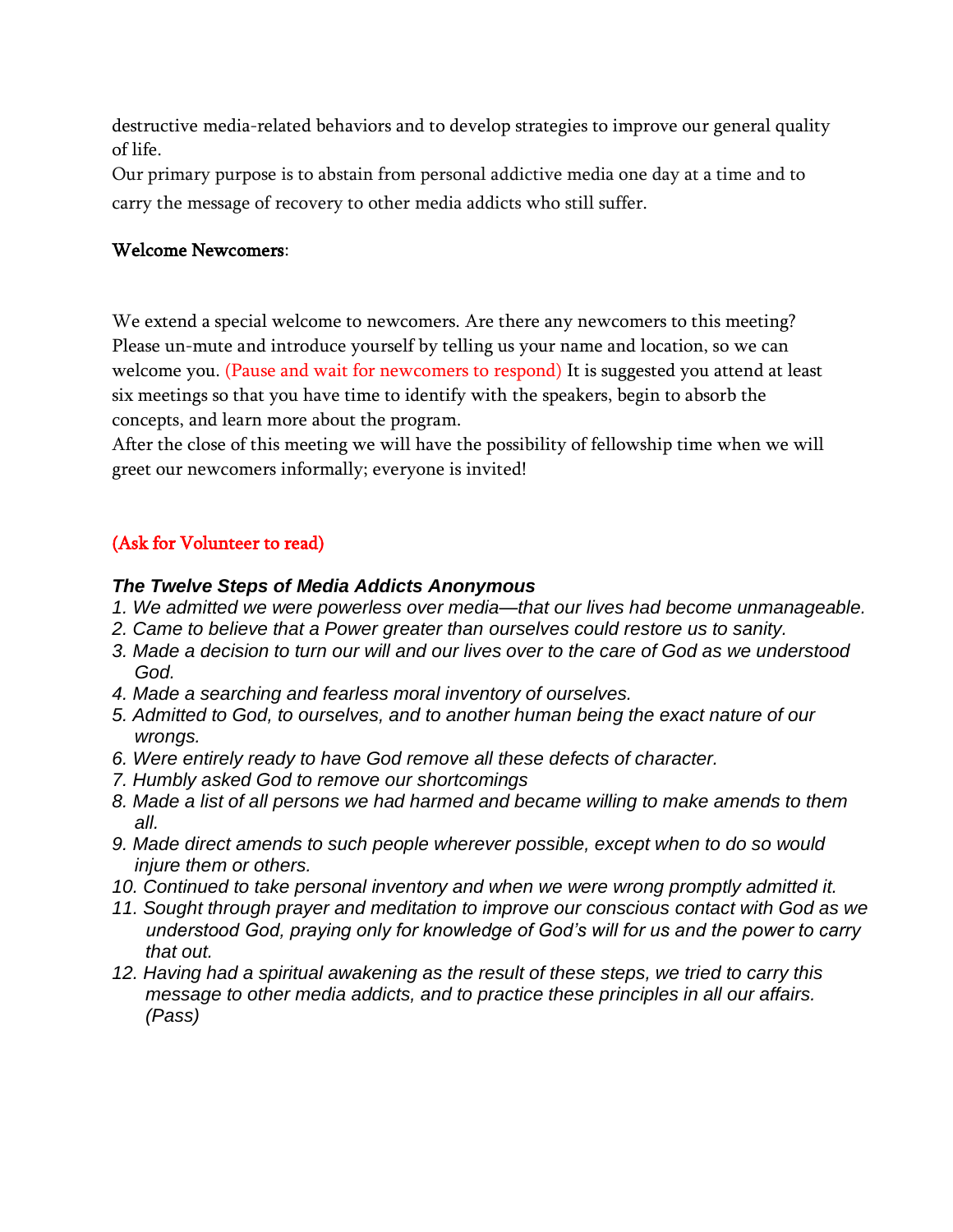destructive media-related behaviors and to develop strategies to improve our general quality of life.

Our primary purpose is to abstain from personal addictive media one day at a time and to carry the message of recovery to other media addicts who still suffer.

**Welcome Newcomers**:

We extend a special welcome to newcomers. Are there any newcomers to this meeting? Please un-mute and introduce yourself by telling us your name and location, so we can welcome you. (Pause and wait for newcomers to respond) It is suggested you attend at least six meetings so that you have time to identify with the speakers, begin to absorb the concepts, and learn more about the program.

After the close of this meeting we will have the possibility of fellowship time when we will greet our newcomers informally; everyone is invited!

(Ask for Volunteer to read)

***The Twelve Steps of Media Addicts Anonymous***

1. *We admitted we were powerless over media—that our lives had become unmanageable.*
2. *Came to believe that a Power greater than ourselves could restore us to sanity.*
3. *Made a decision to turn our will and our lives over to the care of God as we understood God.*
4. *Made a searching and fearless moral inventory of ourselves.*
5. *Admitted to God, to ourselves, and to another human being the exact nature of our wrongs.*
6. *Were entirely ready to have God remove all these defects of character.*
7. *Humbly asked God to remove our shortcomings*
8. *Made a list of all persons we had harmed and became willing to make amends to them all.*
9. *Made direct amends to such people wherever possible, except when to do so would injure them or others.*
10. *Continued to take personal inventory and when we were wrong promptly admitted it.*
11. *Sought through prayer and meditation to improve our conscious contact with God as we understood God, praying only for knowledge of God's will for us and the power to carry that out.*
12. *Having had a spiritual awakening as the result of these steps, we tried to carry this message to other media addicts, and to practice these principles in all our affairs. (Pass)*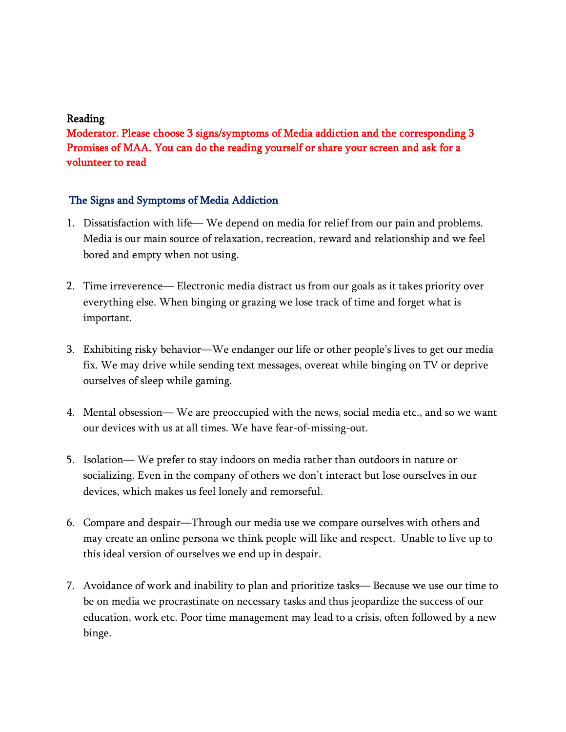**Reading**

**Moderator. Please choose 3 signs/symptoms of Media addiction and the corresponding 3 Promises of MAA. You can do the reading yourself or share your screen and ask for a volunteer to read**

## The Signs and Symptoms of Media Addiction

1. Dissatisfaction with life— We depend on media for relief from our pain and problems. Media is our main source of relaxation, recreation, reward and relationship and we feel bored and empty when not using.

2. Time irreverence— Electronic media distract us from our goals as it takes priority over everything else. When binging or grazing we lose track of time and forget what is important.

3. Exhibiting risky behavior—We endanger our life or other people's lives to get our media fix. We may drive while sending text messages, overeat while binging on TV or deprive ourselves of sleep while gaming.

4. Mental obsession— We are preoccupied with the news, social media etc., and so we want our devices with us at all times. We have fear-of-missing-out.

5. Isolation— We prefer to stay indoors on media rather than outdoors in nature or socializing. Even in the company of others we don't interact but lose ourselves in our devices, which makes us feel lonely and remorseful.

6. Compare and despair—Through our media use we compare ourselves with others and may create an online persona we think people will like and respect. Unable to live up to this ideal version of ourselves we end up in despair.

7. Avoidance of work and inability to plan and prioritize tasks— Because we use our time to be on media we procrastinate on necessary tasks and thus jeopardize the success of our education, work etc. Poor time management may lead to a crisis, often followed by a new binge.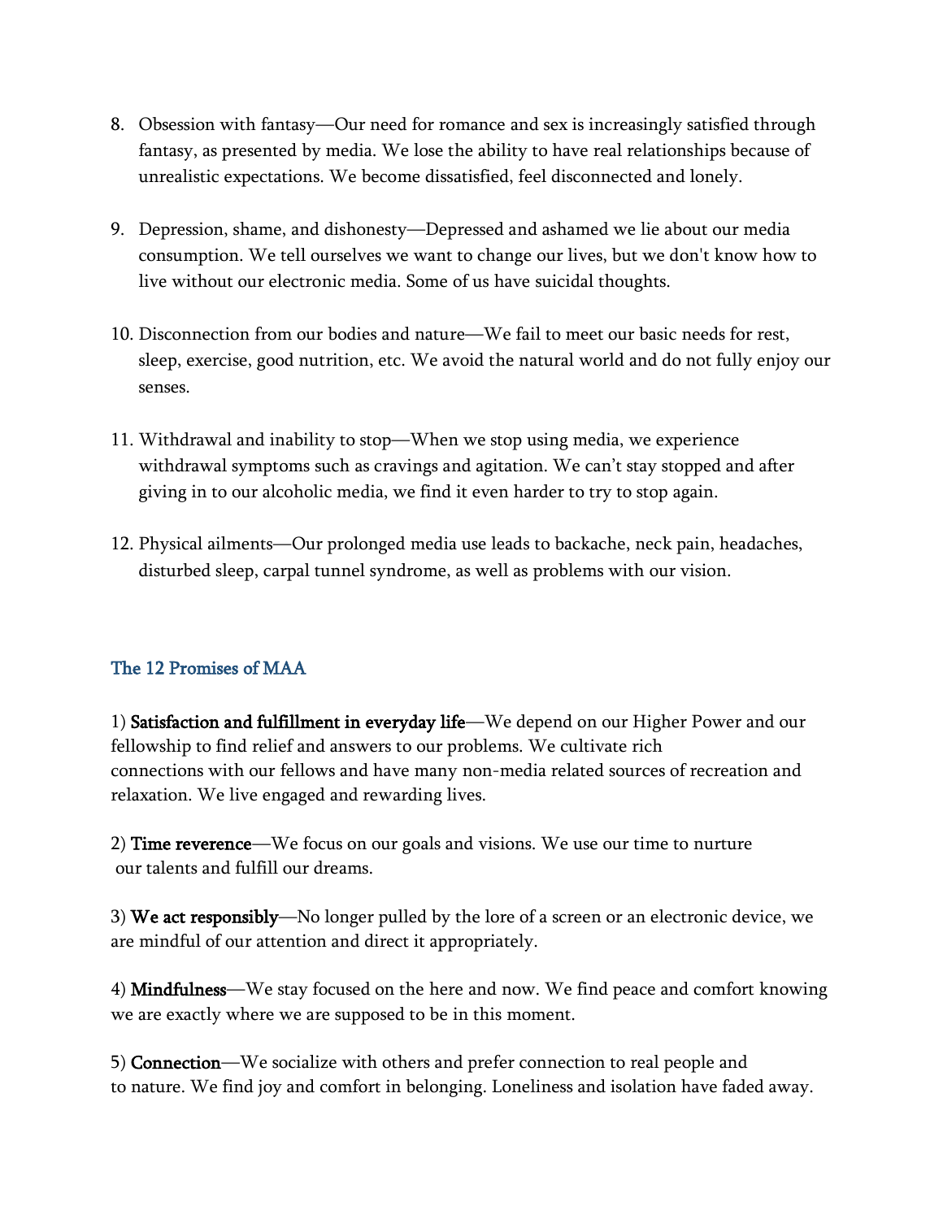8. Obsession with fantasy—Our need for romance and sex is increasingly satisfied through fantasy, as presented by media. We lose the ability to have real relationships because of unrealistic expectations. We become dissatisfied, feel disconnected and lonely.

9. Depression, shame, and dishonesty—Depressed and ashamed we lie about our media consumption. We tell ourselves we want to change our lives, but we don't know how to live without our electronic media. Some of us have suicidal thoughts.

10. Disconnection from our bodies and nature—We fail to meet our basic needs for rest, sleep, exercise, good nutrition, etc. We avoid the natural world and do not fully enjoy our senses.

11. Withdrawal and inability to stop—When we stop using media, we experience withdrawal symptoms such as cravings and agitation. We can't stay stopped and after giving in to our alcoholic media, we find it even harder to try to stop again.

12. Physical ailments—Our prolonged media use leads to backache, neck pain, headaches, disturbed sleep, carpal tunnel syndrome, as well as problems with our vision.

## The 12 Promises of MAA

1) **Satisfaction and fulfillment in everyday life**—We depend on our Higher Power and our fellowship to find relief and answers to our problems. We cultivate rich connections with our fellows and have many non-media related sources of recreation and relaxation. We live engaged and rewarding lives.

2) **Time reverence**—We focus on our goals and visions. We use our time to nurture our talents and fulfill our dreams.

3) **We act responsibly**—No longer pulled by the lore of a screen or an electronic device, we are mindful of our attention and direct it appropriately.

4) **Mindfulness**—We stay focused on the here and now. We find peace and comfort knowing we are exactly where we are supposed to be in this moment.

5) **Connection**—We socialize with others and prefer connection to real people and to nature. We find joy and comfort in belonging. Loneliness and isolation have faded away.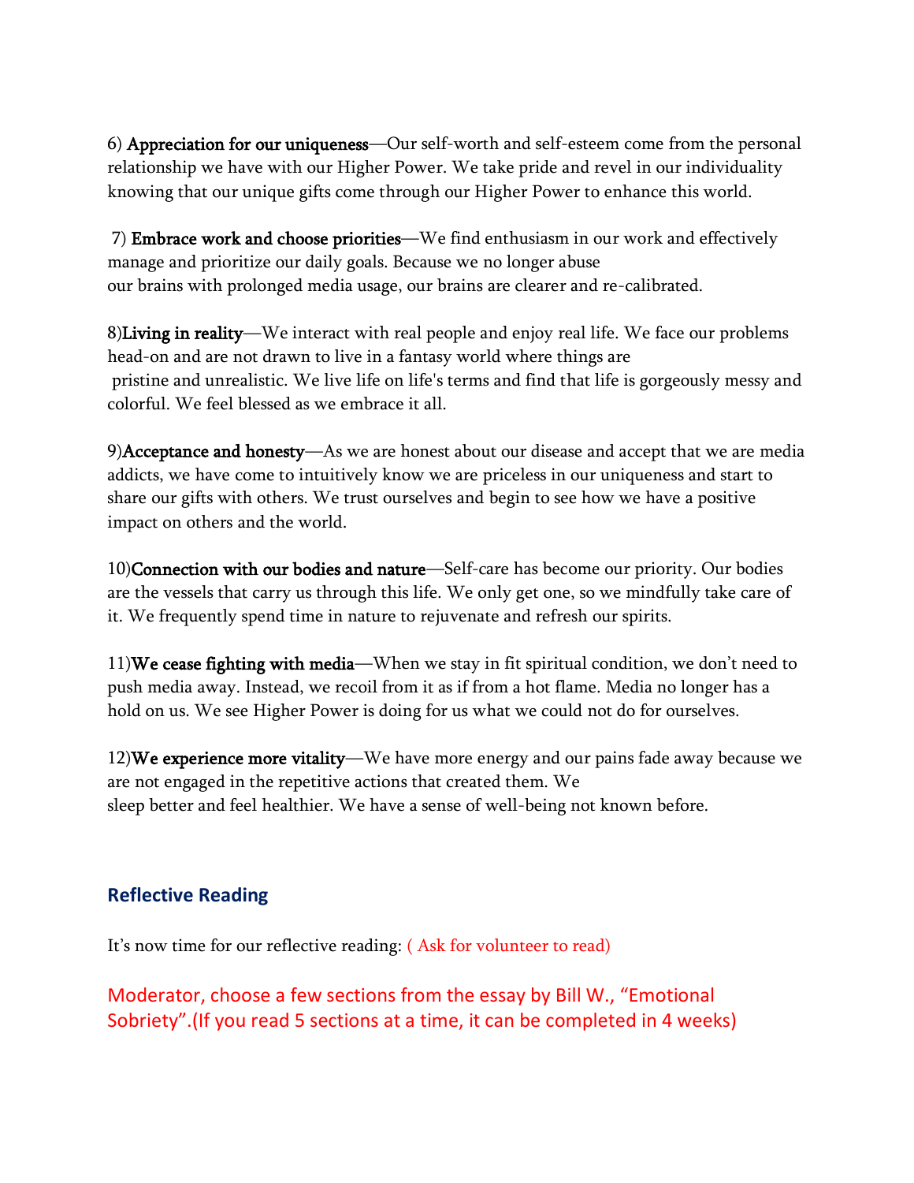6) **Appreciation for our uniqueness**—Our self-worth and self-esteem come from the personal relationship we have with our Higher Power. We take pride and revel in our individuality knowing that our unique gifts come through our Higher Power to enhance this world.

7) **Embrace work and choose priorities**—We find enthusiasm in our work and effectively manage and prioritize our daily goals. Because we no longer abuse our brains with prolonged media usage, our brains are clearer and re-calibrated.

8) **Living in reality**—We interact with real people and enjoy real life. We face our problems head-on and are not drawn to live in a fantasy world where things are pristine and unrealistic. We live life on life's terms and find that life is gorgeously messy and colorful. We feel blessed as we embrace it all.

9) **Acceptance and honesty**—As we are honest about our disease and accept that we are media addicts, we have come to intuitively know we are priceless in our uniqueness and start to share our gifts with others. We trust ourselves and begin to see how we have a positive impact on others and the world.

10) **Connection with our bodies and nature**—Self-care has become our priority. Our bodies are the vessels that carry us through this life. We only get one, so we mindfully take care of it. We frequently spend time in nature to rejuvenate and refresh our spirits.

11) **We cease fighting with media**—When we stay in fit spiritual condition, we don't need to push media away. Instead, we recoil from it as if from a hot flame. Media no longer has a hold on us. We see Higher Power is doing for us what we could not do for ourselves.

12) **We experience more vitality**—We have more energy and our pains fade away because we are not engaged in the repetitive actions that created them. We sleep better and feel healthier. We have a sense of well-being not known before.

## Reflective Reading

It's now time for our reflective reading: ( Ask for volunteer to read)

Moderator, choose a few sections from the essay by Bill W., "Emotional Sobriety".(If you read 5 sections at a time, it can be completed in 4 weeks)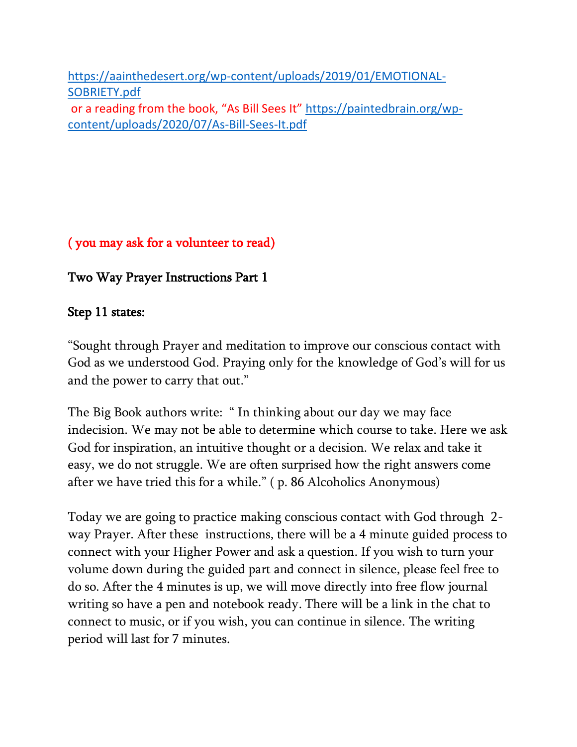https://aainthedesert.org/wp-content/uploads/2019/01/EMOTIONAL-SOBRIETY.pdf
or a reading from the book, "As Bill Sees It" https://paintedbrain.org/wp-content/uploads/2020/07/As-Bill-Sees-It.pdf

( you may ask for a volunteer to read)

Two Way Prayer Instructions Part 1

Step 11 states:

"Sought through Prayer and meditation to improve our conscious contact with God as we understood God. Praying only for the knowledge of God's will for us and the power to carry that out."

The Big Book authors write: " In thinking about our day we may face indecision. We may not be able to determine which course to take. Here we ask God for inspiration, an intuitive thought or a decision. We relax and take it easy, we do not struggle. We are often surprised how the right answers come after we have tried this for a while." ( p. 86 Alcoholics Anonymous)

Today we are going to practice making conscious contact with God through 2-way Prayer. After these instructions, there will be a 4 minute guided process to connect with your Higher Power and ask a question. If you wish to turn your volume down during the guided part and connect in silence, please feel free to do so. After the 4 minutes is up, we will move directly into free flow journal writing so have a pen and notebook ready. There will be a link in the chat to connect to music, or if you wish, you can continue in silence. The writing period will last for 7 minutes.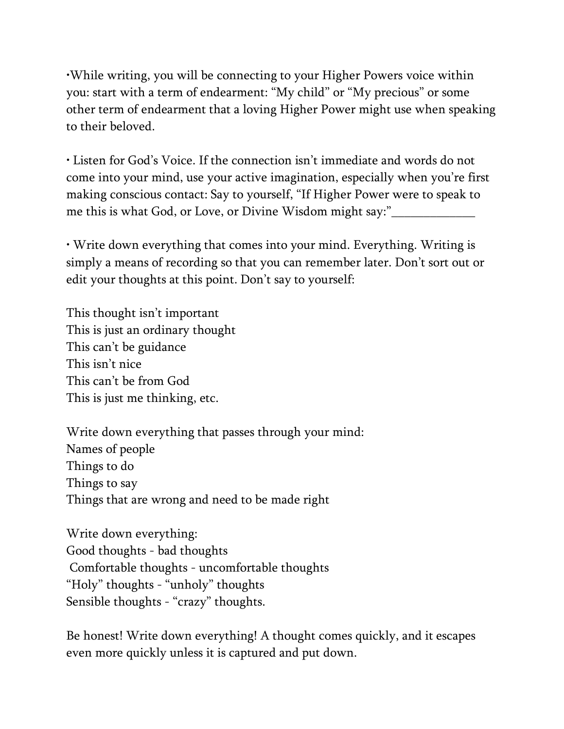•While writing, you will be connecting to your Higher Powers voice within you: start with a term of endearment: “My child” or “My precious” or some other term of endearment that a loving Higher Power might use when speaking to their beloved.

• Listen for God’s Voice. If the connection isn’t immediate and words do not come into your mind, use your active imagination, especially when you’re first making conscious contact: Say to yourself, “If Higher Power were to speak to me this is what God, or Love, or Divine Wisdom might say:”_____________

• Write down everything that comes into your mind. Everything. Writing is simply a means of recording so that you can remember later. Don’t sort out or edit your thoughts at this point. Don’t say to yourself:

This thought isn’t important  
This is just an ordinary thought  
This can’t be guidance  
This isn’t nice  
This can’t be from God  
This is just me thinking, etc.

Write down everything that passes through your mind:  
Names of people  
Things to do  
Things to say  
Things that are wrong and need to be made right

Write down everything:  
Good thoughts - bad thoughts  
Comfortable thoughts - uncomfortable thoughts  
“Holy” thoughts - “unholy” thoughts  
Sensible thoughts - “crazy” thoughts.

Be honest! Write down everything! A thought comes quickly, and it escapes even more quickly unless it is captured and put down.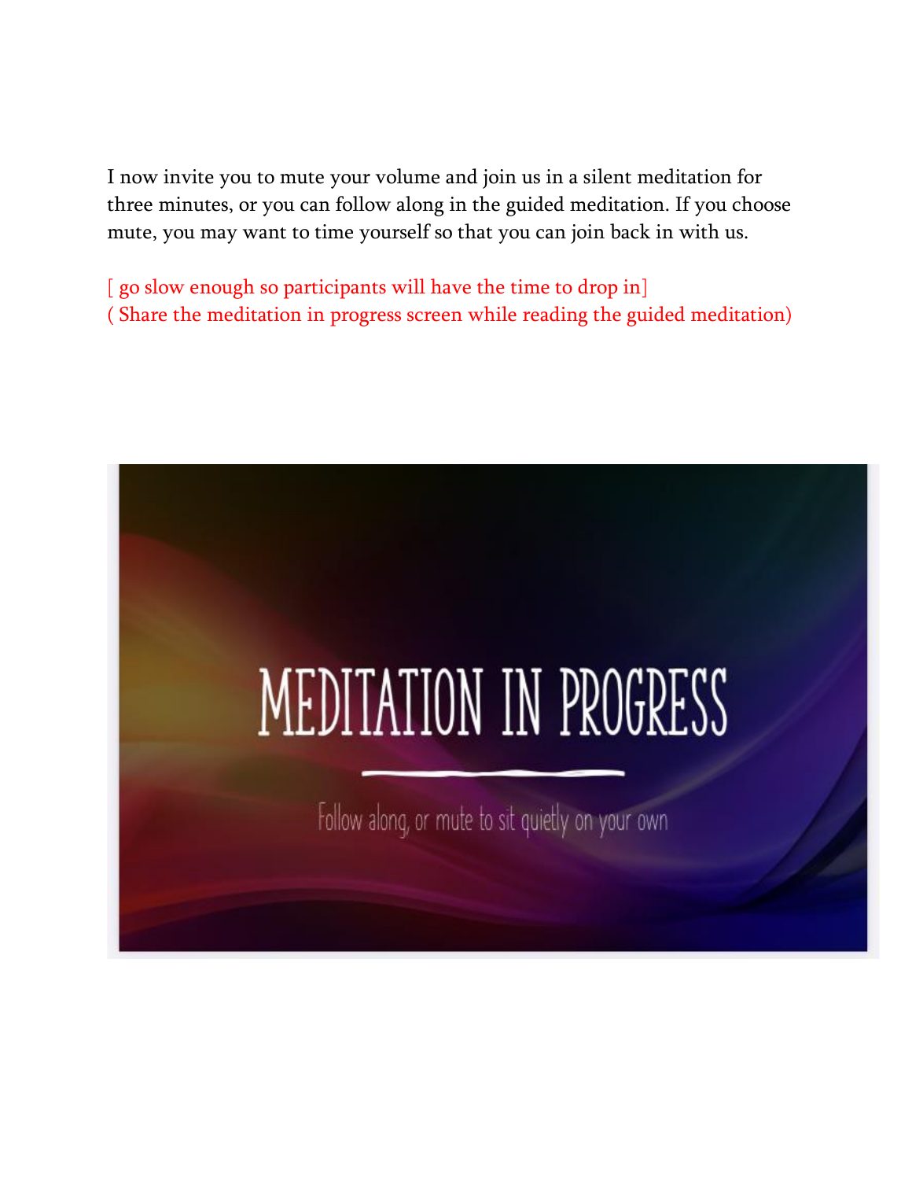I now invite you to mute your volume and join us in a silent meditation for three minutes, or you can follow along in the guided meditation. If you choose mute, you may want to time yourself so that you can join back in with us.

[ go slow enough so participants will have the time to drop in]
( Share the meditation in progress screen while reading the guided meditation)

MEDITATION IN PROGRESS

Follow along, or mute to sit quietly on your own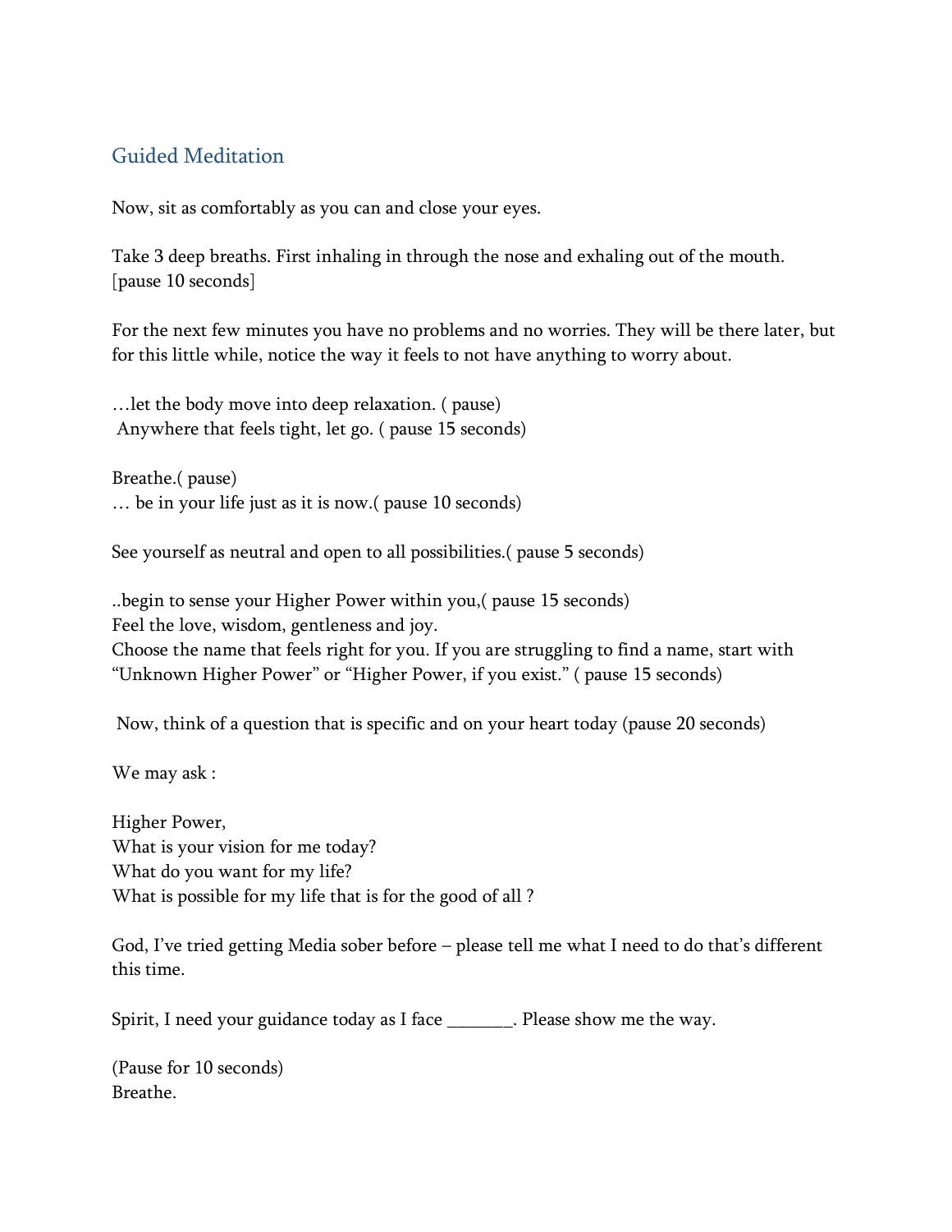## Guided Meditation

Now, sit as comfortably as you can and close your eyes.

Take 3 deep breaths. First inhaling in through the nose and exhaling out of the mouth.
[pause 10 seconds]

For the next few minutes you have no problems and no worries. They will be there later, but for this little while, notice the way it feels to not have anything to worry about.

…let the body move into deep relaxation. ( pause)
Anywhere that feels tight, let go. ( pause 15 seconds)

Breathe.( pause)
… be in your life just as it is now.( pause 10 seconds)

See yourself as neutral and open to all possibilities.( pause 5 seconds)

..begin to sense your Higher Power within you,( pause 15 seconds)
Feel the love, wisdom, gentleness and joy.
Choose the name that feels right for you. If you are struggling to find a name, start with "Unknown Higher Power" or "Higher Power, if you exist." ( pause 15 seconds)

Now, think of a question that is specific and on your heart today (pause 20 seconds)

We may ask :

Higher Power,
What is your vision for me today?
What do you want for my life?
What is possible for my life that is for the good of all ?

God, I've tried getting Media sober before – please tell me what I need to do that's different this time.

Spirit, I need your guidance today as I face _______. Please show me the way.

(Pause for 10 seconds)
Breathe.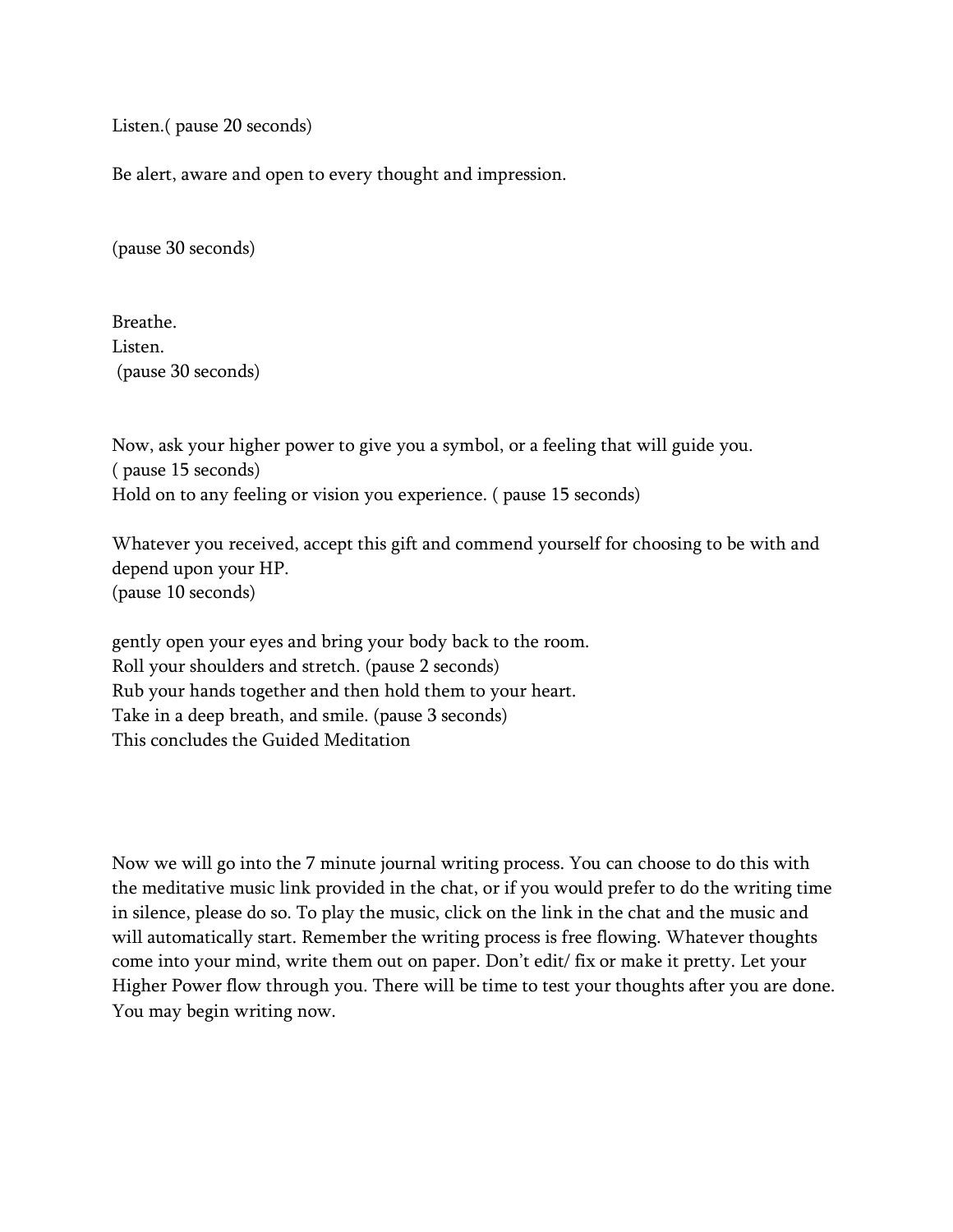Listen.( pause 20 seconds)

Be alert, aware and open to every thought and impression.

(pause 30 seconds)

Breathe.
Listen.
(pause 30 seconds)

Now, ask your higher power to give you a symbol, or a feeling that will guide you.
( pause 15 seconds)
Hold on to any feeling or vision you experience. ( pause 15 seconds)

Whatever you received, accept this gift and commend yourself for choosing to be with and depend upon your HP.
(pause 10 seconds)

gently open your eyes and bring your body back to the room.
Roll your shoulders and stretch. (pause 2 seconds)
Rub your hands together and then hold them to your heart.
Take in a deep breath, and smile. (pause 3 seconds)
This concludes the Guided Meditation

Now we will go into the 7 minute journal writing process. You can choose to do this with the meditative music link provided in the chat, or if you would prefer to do the writing time in silence, please do so. To play the music, click on the link in the chat and the music and will automatically start. Remember the writing process is free flowing. Whatever thoughts come into your mind, write them out on paper. Don't edit/ fix or make it pretty. Let your Higher Power flow through you. There will be time to test your thoughts after you are done. You may begin writing now.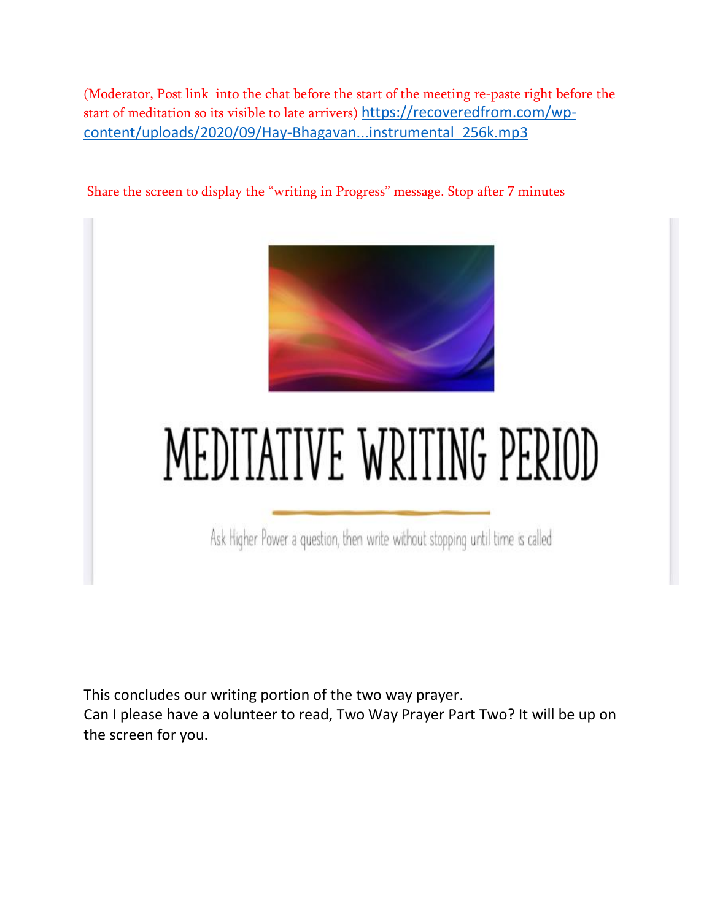(Moderator, Post link into the chat before the start of the meeting re-paste right before the start of meditation so its visible to late arrivers) [https://recoveredfrom.com/wp-content/uploads/2020/09/Hay-Bhagavan...instrumental_256k.mp3](https://recoveredfrom.com/wp-content/uploads/2020/09/Hay-Bhagavan...instrumental_256k.mp3)

Share the screen to display the "writing in Progress" message. Stop after 7 minutes

# MEDITATIVE WRITING PERIOD

Ask Higher Power a question, then write without stopping until time is called

This concludes our writing portion of the two way prayer.
Can I please have a volunteer to read, Two Way Prayer Part Two? It will be up on the screen for you.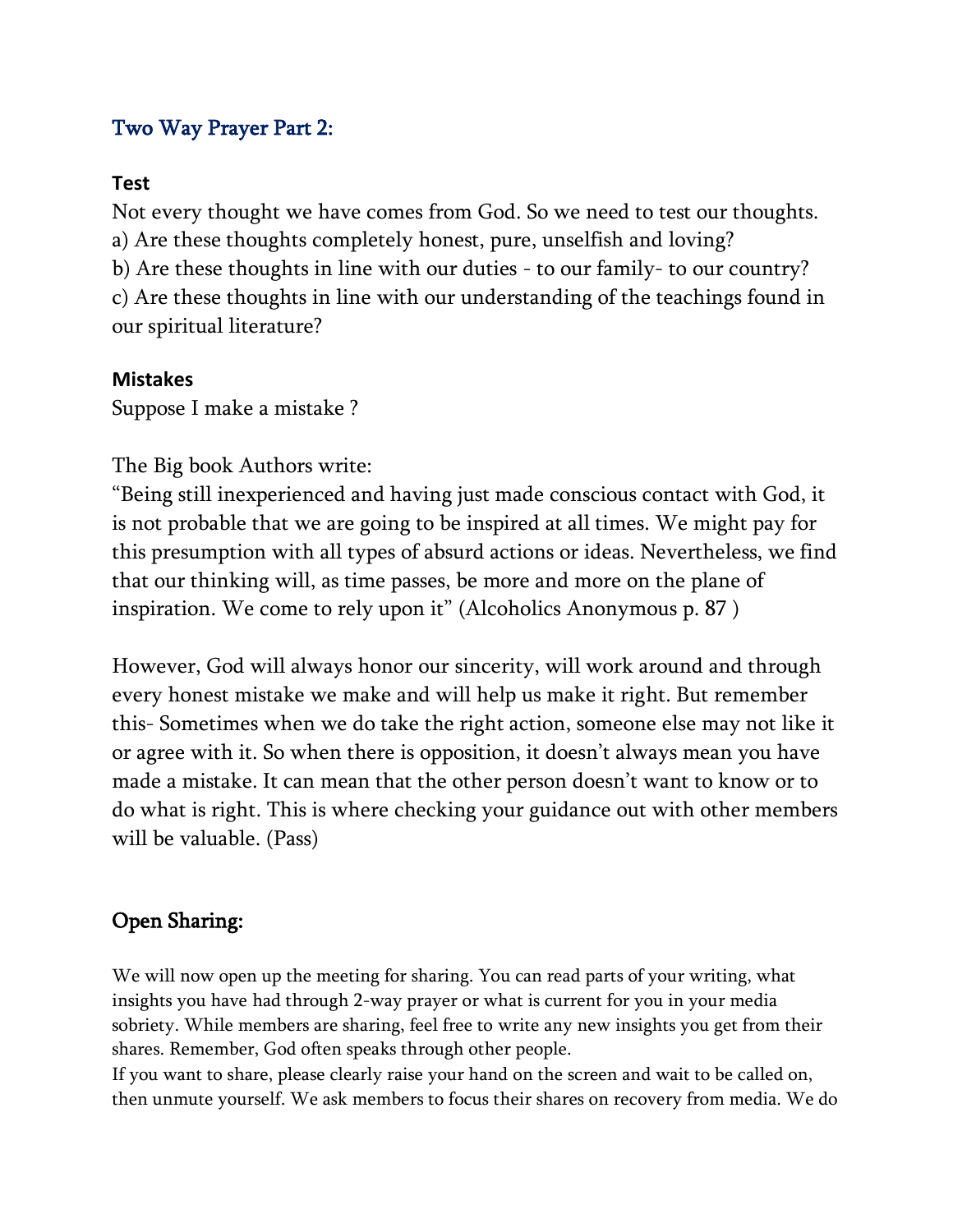## Two Way Prayer Part 2:

**Test**

Not every thought we have comes from God. So we need to test our thoughts.

a) Are these thoughts completely honest, pure, unselfish and loving?

b) Are these thoughts in line with our duties - to our family- to our country?

c) Are these thoughts in line with our understanding of the teachings found in our spiritual literature?

**Mistakes**

Suppose I make a mistake ?

The Big book Authors write:

"Being still inexperienced and having just made conscious contact with God, it is not probable that we are going to be inspired at all times. We might pay for this presumption with all types of absurd actions or ideas. Nevertheless, we find that our thinking will, as time passes, be more and more on the plane of inspiration. We come to rely upon it" (Alcoholics Anonymous p. 87 )

However, God will always honor our sincerity, will work around and through every honest mistake we make and will help us make it right. But remember this- Sometimes when we do take the right action, someone else may not like it or agree with it. So when there is opposition, it doesn't always mean you have made a mistake. It can mean that the other person doesn't want to know or to do what is right. This is where checking your guidance out with other members will be valuable. (Pass)

## Open Sharing:

We will now open up the meeting for sharing. You can read parts of your writing, what insights you have had through 2-way prayer or what is current for you in your media sobriety. While members are sharing, feel free to write any new insights you get from their shares. Remember, God often speaks through other people.

If you want to share, please clearly raise your hand on the screen and wait to be called on, then unmute yourself. We ask members to focus their shares on recovery from media. We do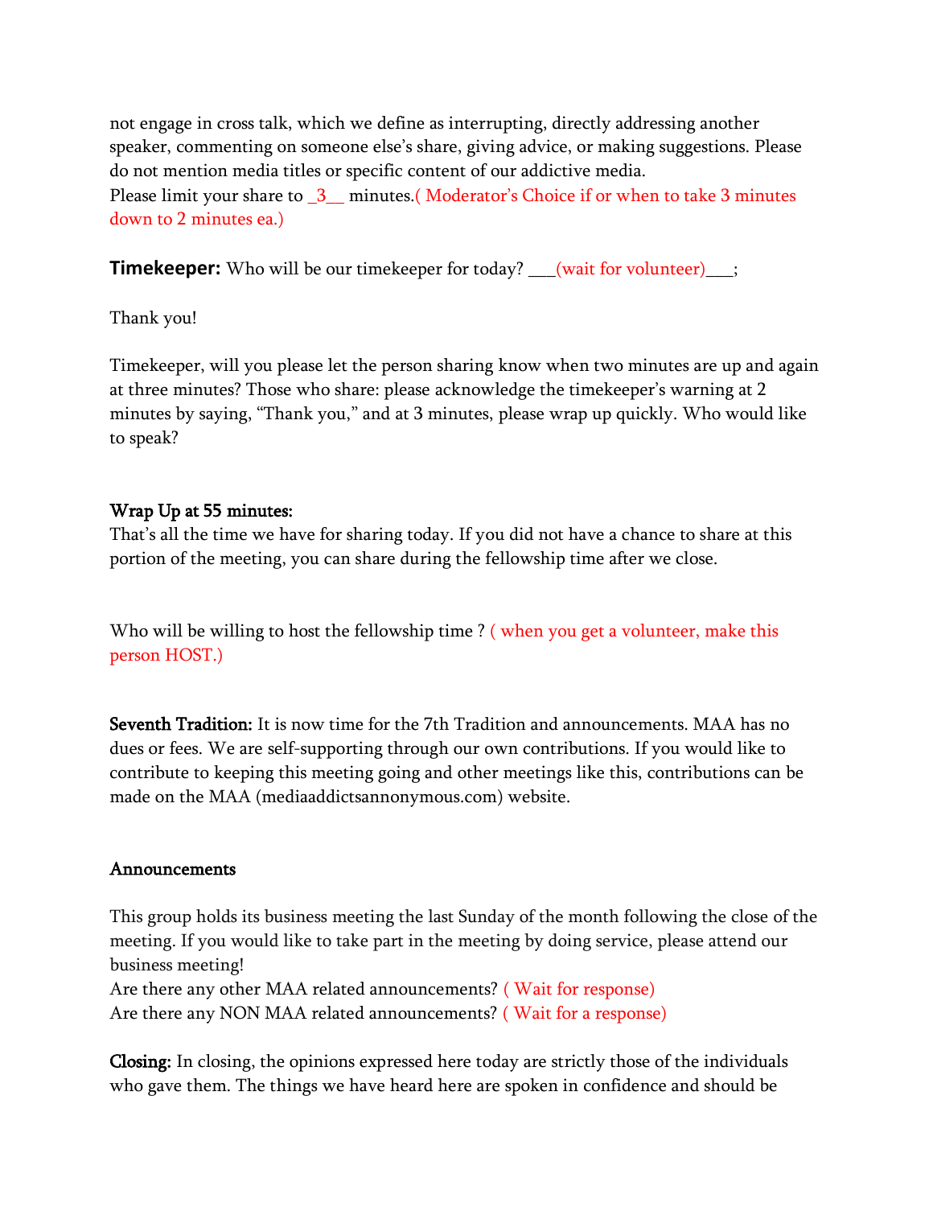not engage in cross talk, which we define as interrupting, directly addressing another speaker, commenting on someone else's share, giving advice, or making suggestions. Please do not mention media titles or specific content of our addictive media.
Please limit your share to _3__ minutes.( Moderator's Choice if or when to take 3 minutes down to 2 minutes ea.)

**Timekeeper:** Who will be our timekeeper for today? ___(wait for volunteer)___;

Thank you!

Timekeeper, will you please let the person sharing know when two minutes are up and again at three minutes? Those who share: please acknowledge the timekeeper's warning at 2 minutes by saying, "Thank you," and at 3 minutes, please wrap up quickly. Who would like to speak?

**Wrap Up at 55 minutes:**
That's all the time we have for sharing today. If you did not have a chance to share at this portion of the meeting, you can share during the fellowship time after we close.

Who will be willing to host the fellowship time ? ( when you get a volunteer, make this person HOST.)

**Seventh Tradition:** It is now time for the 7th Tradition and announcements. MAA has no dues or fees. We are self-supporting through our own contributions. If you would like to contribute to keeping this meeting going and other meetings like this, contributions can be made on the MAA (mediaaddictsannonymous.com) website.

**Announcements**

This group holds its business meeting the last Sunday of the month following the close of the meeting. If you would like to take part in the meeting by doing service, please attend our business meeting!
Are there any other MAA related announcements? ( Wait for response)
Are there any NON MAA related announcements? ( Wait for a response)

**Closing:** In closing, the opinions expressed here today are strictly those of the individuals who gave them. The things we have heard here are spoken in confidence and should be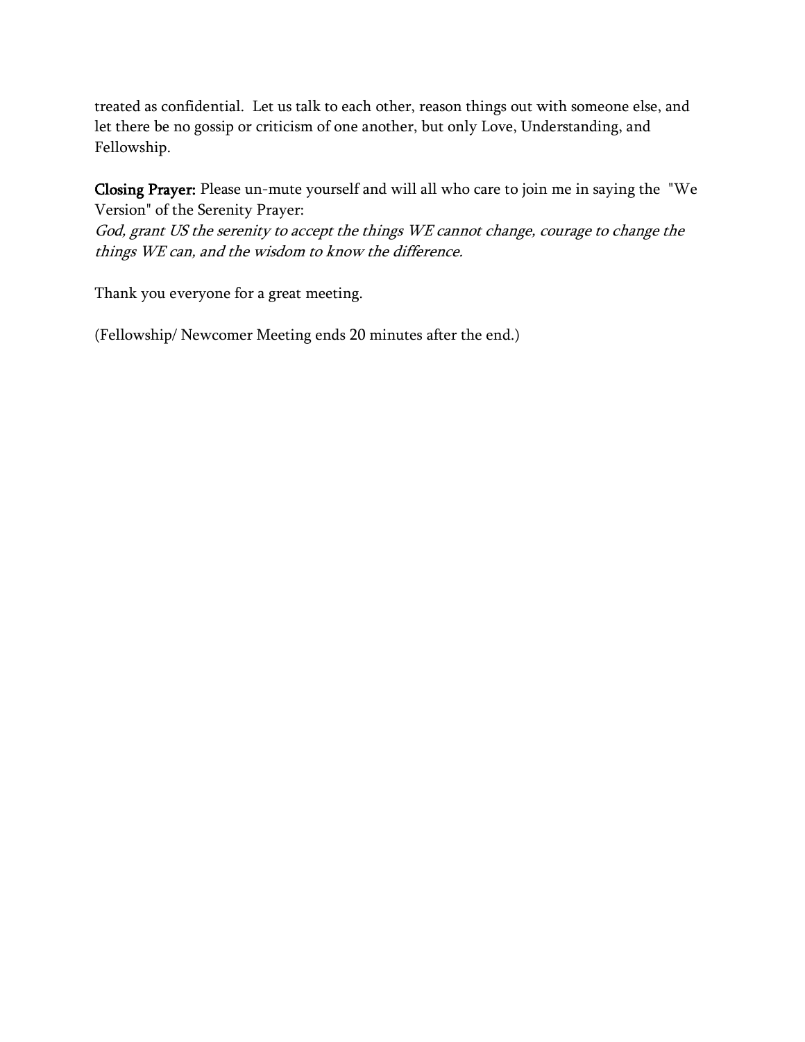treated as confidential. Let us talk to each other, reason things out with someone else, and let there be no gossip or criticism of one another, but only Love, Understanding, and Fellowship.

**Closing Prayer:** Please un-mute yourself and will all who care to join me in saying the "We Version" of the Serenity Prayer:
*God, grant US the serenity to accept the things WE cannot change, courage to change the things WE can, and the wisdom to know the difference.*

Thank you everyone for a great meeting.

(Fellowship/ Newcomer Meeting ends 20 minutes after the end.)